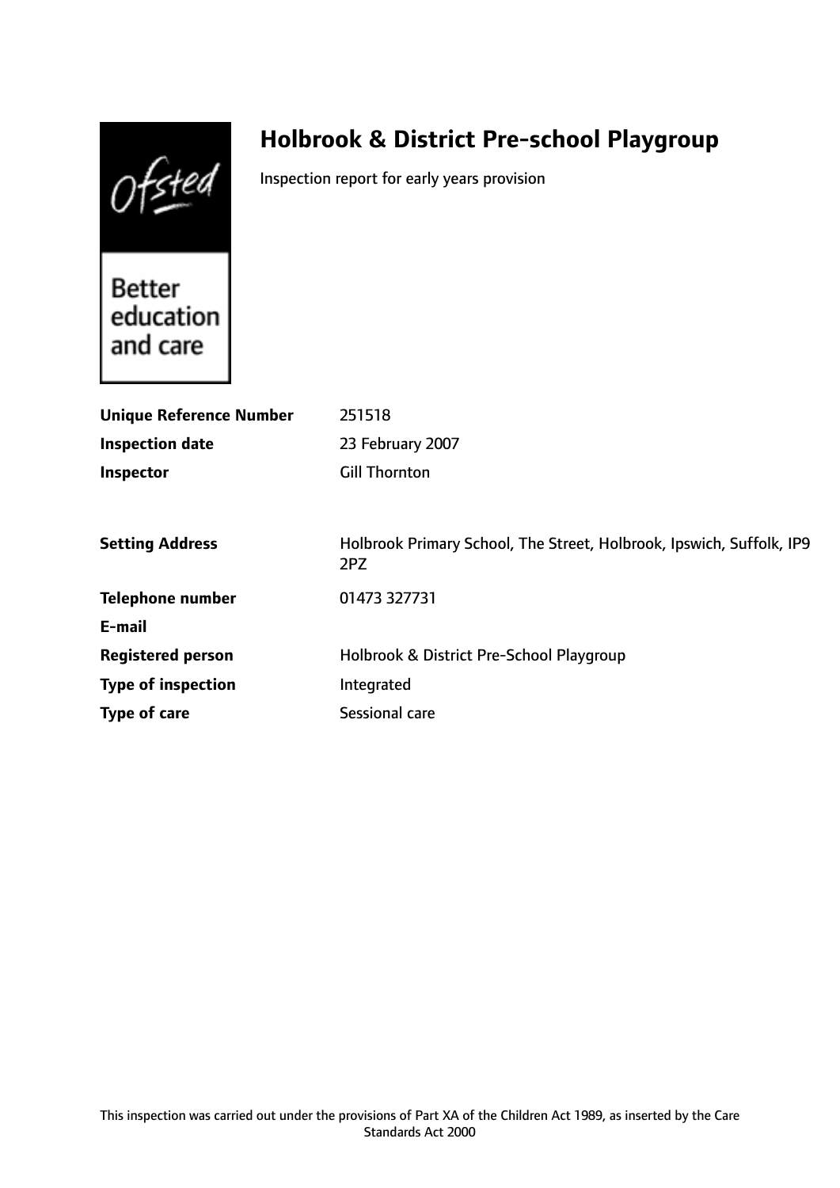Ofsted

Better education and care

# Holbrook & District Pre-school Playgroup

Inspection report for early years provision

| | |
|---|---|
| **Unique Reference Number** | 251518 |
| **Inspection date** | 23 February 2007 |
| **Inspector** | Gill Thornton |

| | |
|---|---|
| **Setting Address** | Holbrook Primary School, The Street, Holbrook, Ipswich, Suffolk, IP9 2PZ |
| **Telephone number** | 01473 327731 |
| **E-mail** | |
| **Registered person** | Holbrook & District Pre-School Playgroup |
| **Type of inspection** | Integrated |
| **Type of care** | Sessional care |

This inspection was carried out under the provisions of Part XA of the Children Act 1989, as inserted by the Care Standards Act 2000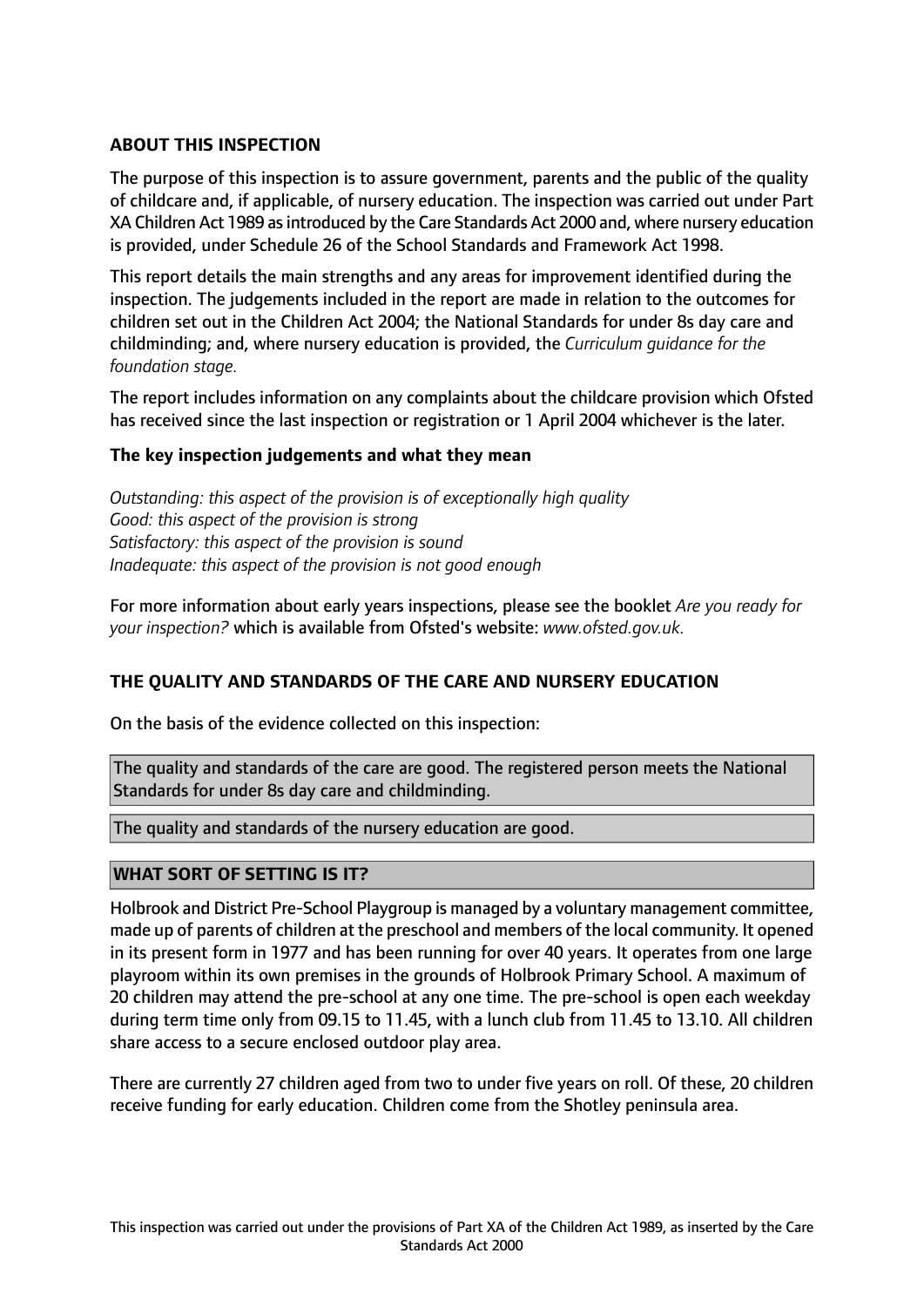## ABOUT THIS INSPECTION

The purpose of this inspection is to assure government, parents and the public of the quality of childcare and, if applicable, of nursery education. The inspection was carried out under Part XA Children Act 1989 as introduced by the Care Standards Act 2000 and, where nursery education is provided, under Schedule 26 of the School Standards and Framework Act 1998.

This report details the main strengths and any areas for improvement identified during the inspection. The judgements included in the report are made in relation to the outcomes for children set out in the Children Act 2004; the National Standards for under 8s day care and childminding; and, where nursery education is provided, the *Curriculum guidance for the foundation stage.*

The report includes information on any complaints about the childcare provision which Ofsted has received since the last inspection or registration or 1 April 2004 whichever is the later.

### The key inspection judgements and what they mean

*Outstanding: this aspect of the provision is of exceptionally high quality*
*Good: this aspect of the provision is strong*
*Satisfactory: this aspect of the provision is sound*
*Inadequate: this aspect of the provision is not good enough*

For more information about early years inspections, please see the booklet *Are you ready for your inspection?* which is available from Ofsted's website: *www.ofsted.gov.uk.*

## THE QUALITY AND STANDARDS OF THE CARE AND NURSERY EDUCATION

On the basis of the evidence collected on this inspection:

The quality and standards of the care are good. The registered person meets the National Standards for under 8s day care and childminding.

The quality and standards of the nursery education are good.

## WHAT SORT OF SETTING IS IT?

Holbrook and District Pre-School Playgroup is managed by a voluntary management committee, made up of parents of children at the preschool and members of the local community. It opened in its present form in 1977 and has been running for over 40 years. It operates from one large playroom within its own premises in the grounds of Holbrook Primary School. A maximum of 20 children may attend the pre-school at any one time. The pre-school is open each weekday during term time only from 09.15 to 11.45, with a lunch club from 11.45 to 13.10. All children share access to a secure enclosed outdoor play area.

There are currently 27 children aged from two to under five years on roll. Of these, 20 children receive funding for early education. Children come from the Shotley peninsula area.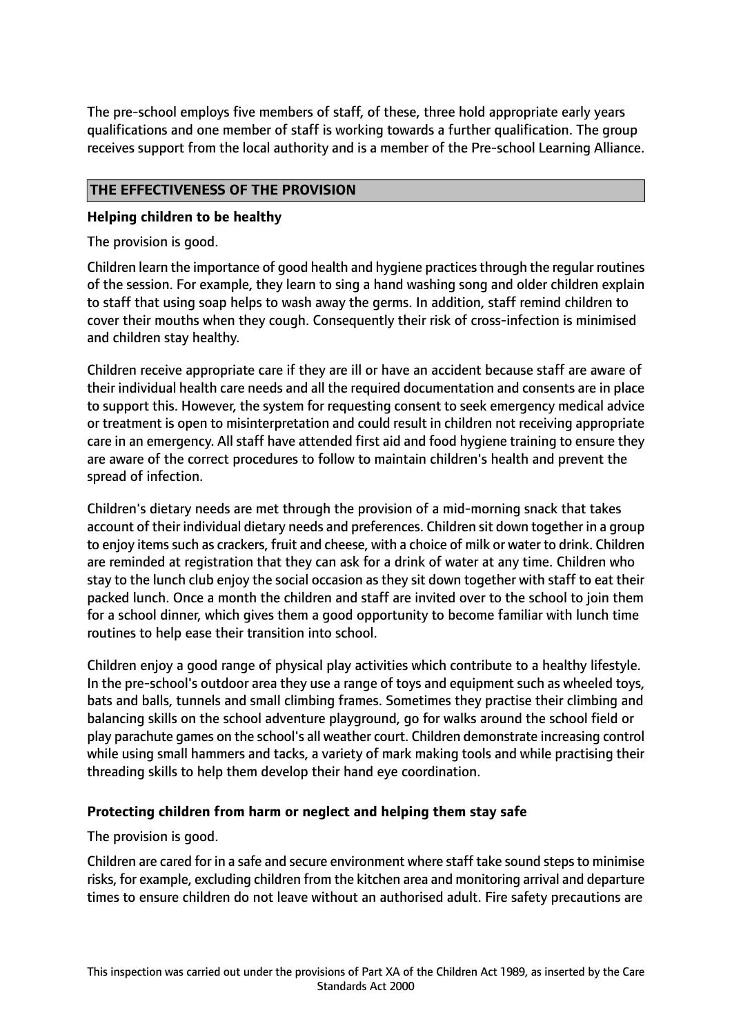The pre-school employs five members of staff, of these, three hold appropriate early years qualifications and one member of staff is working towards a further qualification. The group receives support from the local authority and is a member of the Pre-school Learning Alliance.

## THE EFFECTIVENESS OF THE PROVISION

### Helping children to be healthy

The provision is good.

Children learn the importance of good health and hygiene practices through the regular routines of the session. For example, they learn to sing a hand washing song and older children explain to staff that using soap helps to wash away the germs. In addition, staff remind children to cover their mouths when they cough. Consequently their risk of cross-infection is minimised and children stay healthy.

Children receive appropriate care if they are ill or have an accident because staff are aware of their individual health care needs and all the required documentation and consents are in place to support this. However, the system for requesting consent to seek emergency medical advice or treatment is open to misinterpretation and could result in children not receiving appropriate care in an emergency. All staff have attended first aid and food hygiene training to ensure they are aware of the correct procedures to follow to maintain children's health and prevent the spread of infection.

Children's dietary needs are met through the provision of a mid-morning snack that takes account of their individual dietary needs and preferences. Children sit down together in a group to enjoy items such as crackers, fruit and cheese, with a choice of milk or water to drink. Children are reminded at registration that they can ask for a drink of water at any time. Children who stay to the lunch club enjoy the social occasion as they sit down together with staff to eat their packed lunch. Once a month the children and staff are invited over to the school to join them for a school dinner, which gives them a good opportunity to become familiar with lunch time routines to help ease their transition into school.

Children enjoy a good range of physical play activities which contribute to a healthy lifestyle. In the pre-school's outdoor area they use a range of toys and equipment such as wheeled toys, bats and balls, tunnels and small climbing frames. Sometimes they practise their climbing and balancing skills on the school adventure playground, go for walks around the school field or play parachute games on the school's all weather court. Children demonstrate increasing control while using small hammers and tacks, a variety of mark making tools and while practising their threading skills to help them develop their hand eye coordination.

### Protecting children from harm or neglect and helping them stay safe

The provision is good.

Children are cared for in a safe and secure environment where staff take sound steps to minimise risks, for example, excluding children from the kitchen area and monitoring arrival and departure times to ensure children do not leave without an authorised adult. Fire safety precautions are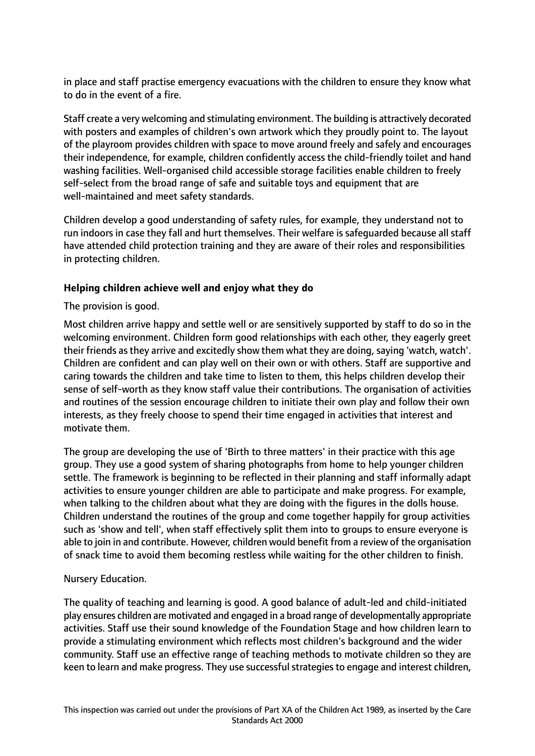in place and staff practise emergency evacuations with the children to ensure they know what to do in the event of a fire.

Staff create a very welcoming and stimulating environment. The building is attractively decorated with posters and examples of children's own artwork which they proudly point to. The layout of the playroom provides children with space to move around freely and safely and encourages their independence, for example, children confidently access the child-friendly toilet and hand washing facilities. Well-organised child accessible storage facilities enable children to freely self-select from the broad range of safe and suitable toys and equipment that are well-maintained and meet safety standards.

Children develop a good understanding of safety rules, for example, they understand not to run indoors in case they fall and hurt themselves. Their welfare is safeguarded because all staff have attended child protection training and they are aware of their roles and responsibilities in protecting children.

### Helping children achieve well and enjoy what they do

The provision is good.

Most children arrive happy and settle well or are sensitively supported by staff to do so in the welcoming environment. Children form good relationships with each other, they eagerly greet their friends as they arrive and excitedly show them what they are doing, saying 'watch, watch'. Children are confident and can play well on their own or with others. Staff are supportive and caring towards the children and take time to listen to them, this helps children develop their sense of self-worth as they know staff value their contributions. The organisation of activities and routines of the session encourage children to initiate their own play and follow their own interests, as they freely choose to spend their time engaged in activities that interest and motivate them.

The group are developing the use of 'Birth to three matters' in their practice with this age group. They use a good system of sharing photographs from home to help younger children settle. The framework is beginning to be reflected in their planning and staff informally adapt activities to ensure younger children are able to participate and make progress. For example, when talking to the children about what they are doing with the figures in the dolls house. Children understand the routines of the group and come together happily for group activities such as 'show and tell', when staff effectively split them into to groups to ensure everyone is able to join in and contribute. However, children would benefit from a review of the organisation of snack time to avoid them becoming restless while waiting for the other children to finish.

Nursery Education.

The quality of teaching and learning is good. A good balance of adult-led and child-initiated play ensures children are motivated and engaged in a broad range of developmentally appropriate activities. Staff use their sound knowledge of the Foundation Stage and how children learn to provide a stimulating environment which reflects most children's background and the wider community. Staff use an effective range of teaching methods to motivate children so they are keen to learn and make progress. They use successful strategies to engage and interest children,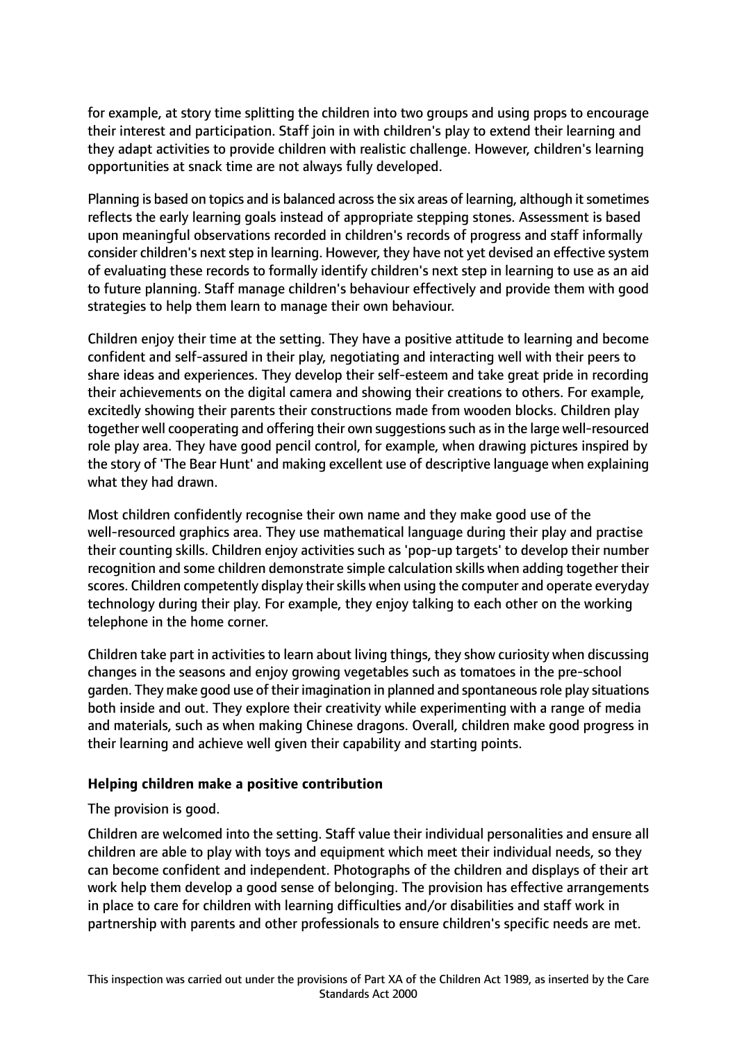for example, at story time splitting the children into two groups and using props to encourage their interest and participation. Staff join in with children's play to extend their learning and they adapt activities to provide children with realistic challenge. However, children's learning opportunities at snack time are not always fully developed.

Planning is based on topics and is balanced across the six areas of learning, although it sometimes reflects the early learning goals instead of appropriate stepping stones. Assessment is based upon meaningful observations recorded in children's records of progress and staff informally consider children's next step in learning. However, they have not yet devised an effective system of evaluating these records to formally identify children's next step in learning to use as an aid to future planning. Staff manage children's behaviour effectively and provide them with good strategies to help them learn to manage their own behaviour.

Children enjoy their time at the setting. They have a positive attitude to learning and become confident and self-assured in their play, negotiating and interacting well with their peers to share ideas and experiences. They develop their self-esteem and take great pride in recording their achievements on the digital camera and showing their creations to others. For example, excitedly showing their parents their constructions made from wooden blocks. Children play together well cooperating and offering their own suggestions such as in the large well-resourced role play area. They have good pencil control, for example, when drawing pictures inspired by the story of 'The Bear Hunt' and making excellent use of descriptive language when explaining what they had drawn.

Most children confidently recognise their own name and they make good use of the well-resourced graphics area. They use mathematical language during their play and practise their counting skills. Children enjoy activities such as 'pop-up targets' to develop their number recognition and some children demonstrate simple calculation skills when adding together their scores. Children competently display their skills when using the computer and operate everyday technology during their play. For example, they enjoy talking to each other on the working telephone in the home corner.

Children take part in activities to learn about living things, they show curiosity when discussing changes in the seasons and enjoy growing vegetables such as tomatoes in the pre-school garden. They make good use of their imagination in planned and spontaneous role play situations both inside and out. They explore their creativity while experimenting with a range of media and materials, such as when making Chinese dragons. Overall, children make good progress in their learning and achieve well given their capability and starting points.

**Helping children make a positive contribution**

The provision is good.

Children are welcomed into the setting. Staff value their individual personalities and ensure all children are able to play with toys and equipment which meet their individual needs, so they can become confident and independent. Photographs of the children and displays of their art work help them develop a good sense of belonging. The provision has effective arrangements in place to care for children with learning difficulties and/or disabilities and staff work in partnership with parents and other professionals to ensure children's specific needs are met.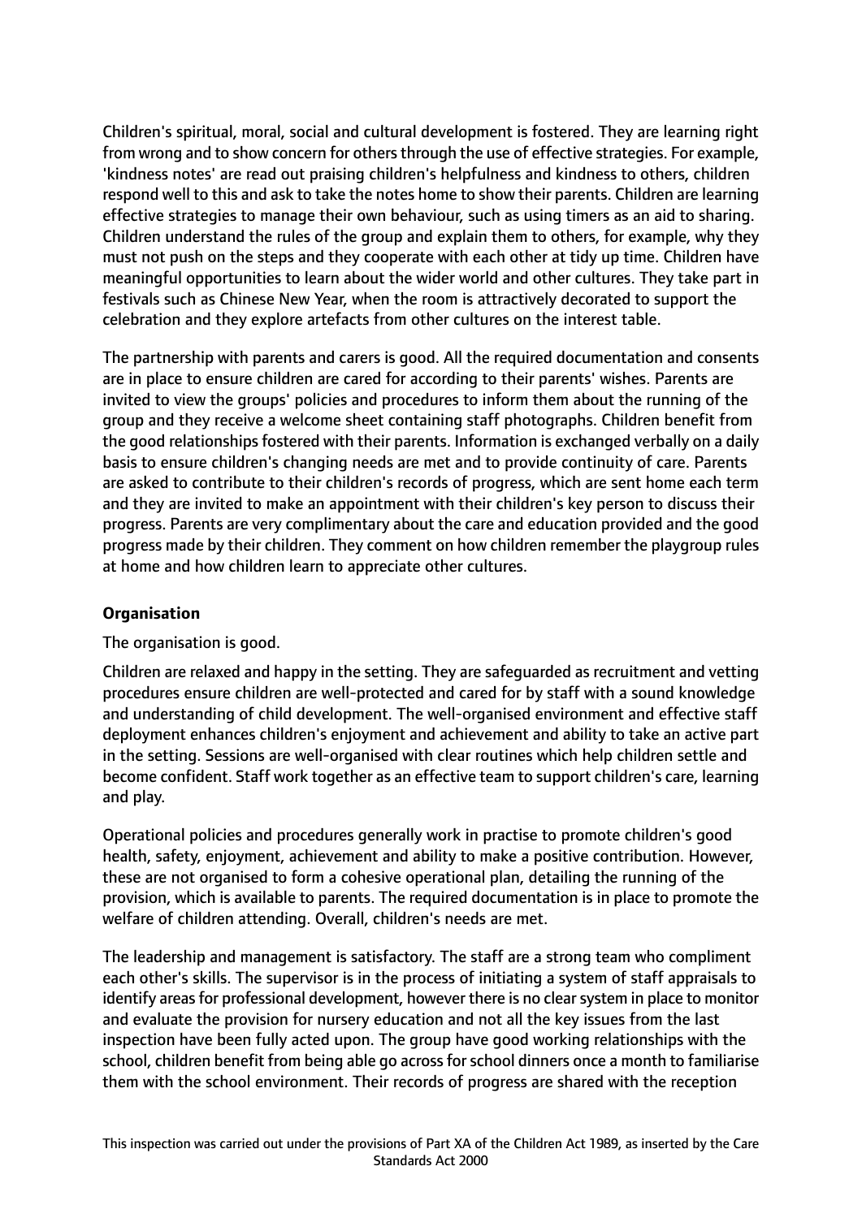Children's spiritual, moral, social and cultural development is fostered. They are learning right from wrong and to show concern for others through the use of effective strategies. For example, 'kindness notes' are read out praising children's helpfulness and kindness to others, children respond well to this and ask to take the notes home to show their parents. Children are learning effective strategies to manage their own behaviour, such as using timers as an aid to sharing. Children understand the rules of the group and explain them to others, for example, why they must not push on the steps and they cooperate with each other at tidy up time. Children have meaningful opportunities to learn about the wider world and other cultures. They take part in festivals such as Chinese New Year, when the room is attractively decorated to support the celebration and they explore artefacts from other cultures on the interest table.

The partnership with parents and carers is good. All the required documentation and consents are in place to ensure children are cared for according to their parents' wishes. Parents are invited to view the groups' policies and procedures to inform them about the running of the group and they receive a welcome sheet containing staff photographs. Children benefit from the good relationships fostered with their parents. Information is exchanged verbally on a daily basis to ensure children's changing needs are met and to provide continuity of care. Parents are asked to contribute to their children's records of progress, which are sent home each term and they are invited to make an appointment with their children's key person to discuss their progress. Parents are very complimentary about the care and education provided and the good progress made by their children. They comment on how children remember the playgroup rules at home and how children learn to appreciate other cultures.

**Organisation**

The organisation is good.

Children are relaxed and happy in the setting. They are safeguarded as recruitment and vetting procedures ensure children are well-protected and cared for by staff with a sound knowledge and understanding of child development. The well-organised environment and effective staff deployment enhances children's enjoyment and achievement and ability to take an active part in the setting. Sessions are well-organised with clear routines which help children settle and become confident. Staff work together as an effective team to support children's care, learning and play.

Operational policies and procedures generally work in practise to promote children's good health, safety, enjoyment, achievement and ability to make a positive contribution. However, these are not organised to form a cohesive operational plan, detailing the running of the provision, which is available to parents. The required documentation is in place to promote the welfare of children attending. Overall, children's needs are met.

The leadership and management is satisfactory. The staff are a strong team who compliment each other's skills. The supervisor is in the process of initiating a system of staff appraisals to identify areas for professional development, however there is no clear system in place to monitor and evaluate the provision for nursery education and not all the key issues from the last inspection have been fully acted upon. The group have good working relationships with the school, children benefit from being able go across for school dinners once a month to familiarise them with the school environment. Their records of progress are shared with the reception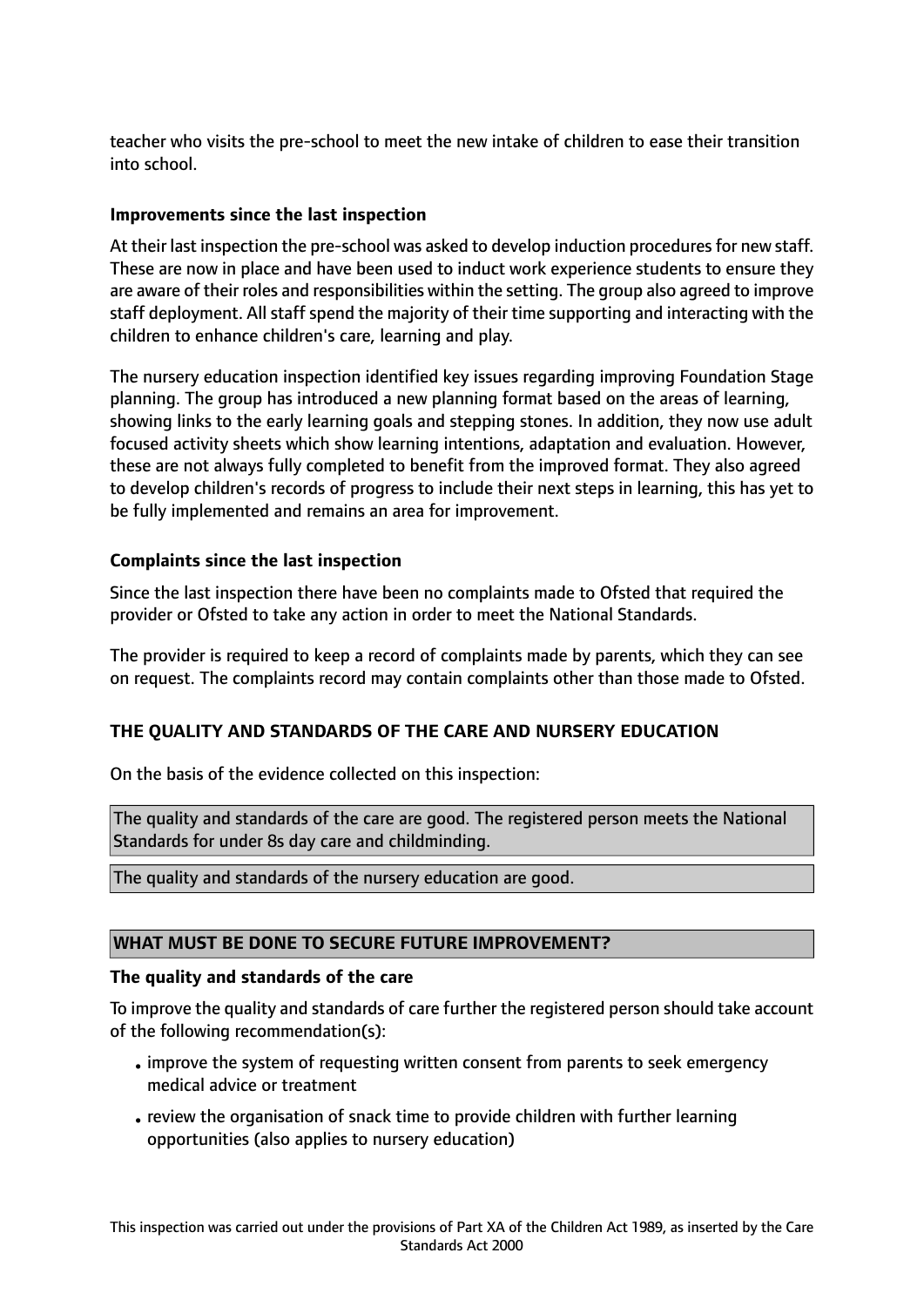teacher who visits the pre-school to meet the new intake of children to ease their transition into school.

**Improvements since the last inspection**

At their last inspection the pre-school was asked to develop induction procedures for new staff. These are now in place and have been used to induct work experience students to ensure they are aware of their roles and responsibilities within the setting. The group also agreed to improve staff deployment. All staff spend the majority of their time supporting and interacting with the children to enhance children's care, learning and play.

The nursery education inspection identified key issues regarding improving Foundation Stage planning. The group has introduced a new planning format based on the areas of learning, showing links to the early learning goals and stepping stones. In addition, they now use adult focused activity sheets which show learning intentions, adaptation and evaluation. However, these are not always fully completed to benefit from the improved format. They also agreed to develop children's records of progress to include their next steps in learning, this has yet to be fully implemented and remains an area for improvement.

**Complaints since the last inspection**

Since the last inspection there have been no complaints made to Ofsted that required the provider or Ofsted to take any action in order to meet the National Standards.

The provider is required to keep a record of complaints made by parents, which they can see on request. The complaints record may contain complaints other than those made to Ofsted.

**THE QUALITY AND STANDARDS OF THE CARE AND NURSERY EDUCATION**

On the basis of the evidence collected on this inspection:

The quality and standards of the care are good. The registered person meets the National Standards for under 8s day care and childminding.

The quality and standards of the nursery education are good.

**WHAT MUST BE DONE TO SECURE FUTURE IMPROVEMENT?**

**The quality and standards of the care**

To improve the quality and standards of care further the registered person should take account of the following recommendation(s):

- improve the system of requesting written consent from parents to seek emergency medical advice or treatment
- review the organisation of snack time to provide children with further learning opportunities (also applies to nursery education)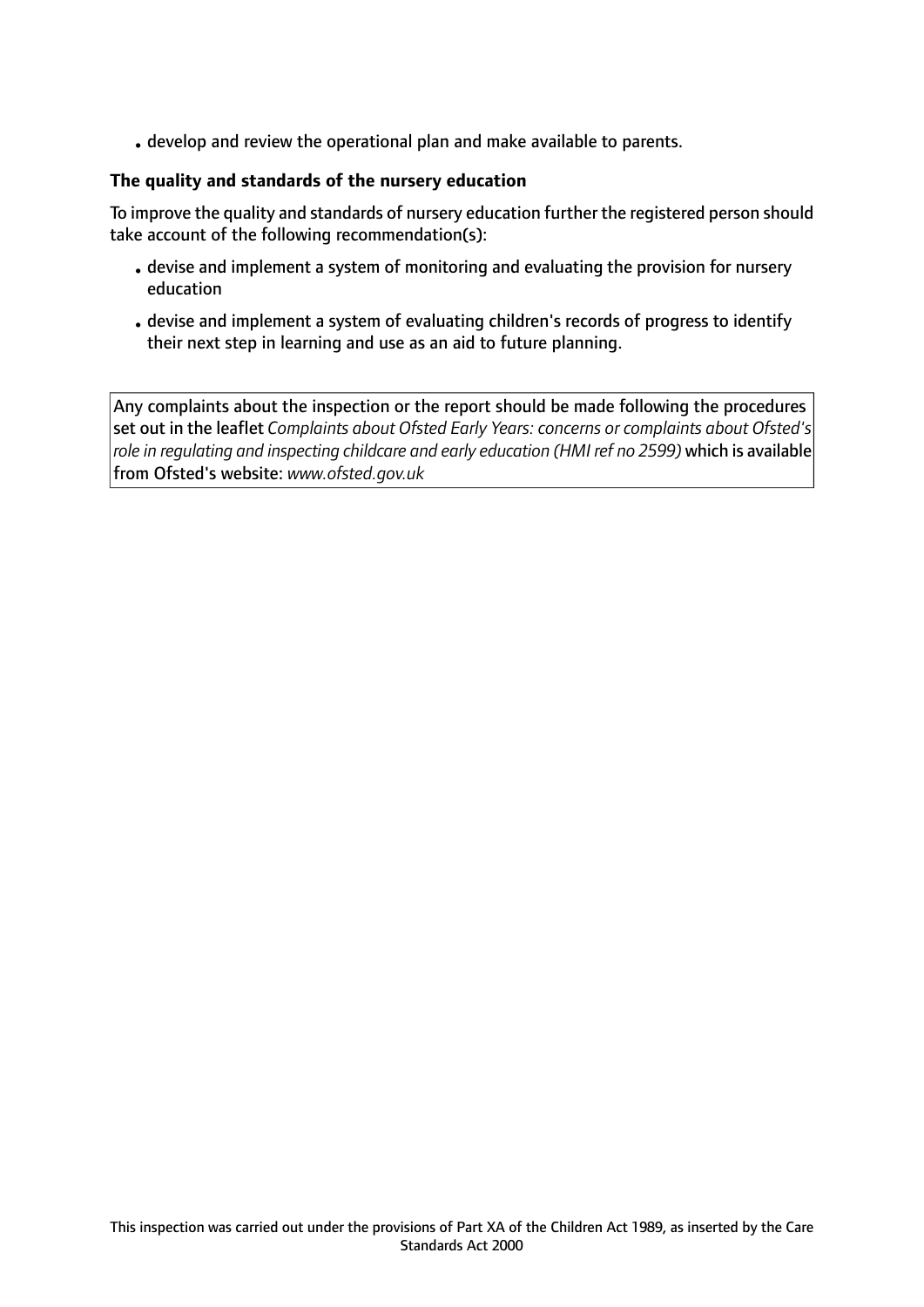- develop and review the operational plan and make available to parents.

**The quality and standards of the nursery education**

To improve the quality and standards of nursery education further the registered person should take account of the following recommendation(s):

- devise and implement a system of monitoring and evaluating the provision for nursery education
- devise and implement a system of evaluating children's records of progress to identify their next step in learning and use as an aid to future planning.

Any complaints about the inspection or the report should be made following the procedures set out in the leaflet *Complaints about Ofsted Early Years: concerns or complaints about Ofsted's role in regulating and inspecting childcare and early education (HMI ref no 2599)* which is available from Ofsted's website: *www.ofsted.gov.uk*

This inspection was carried out under the provisions of Part XA of the Children Act 1989, as inserted by the Care Standards Act 2000